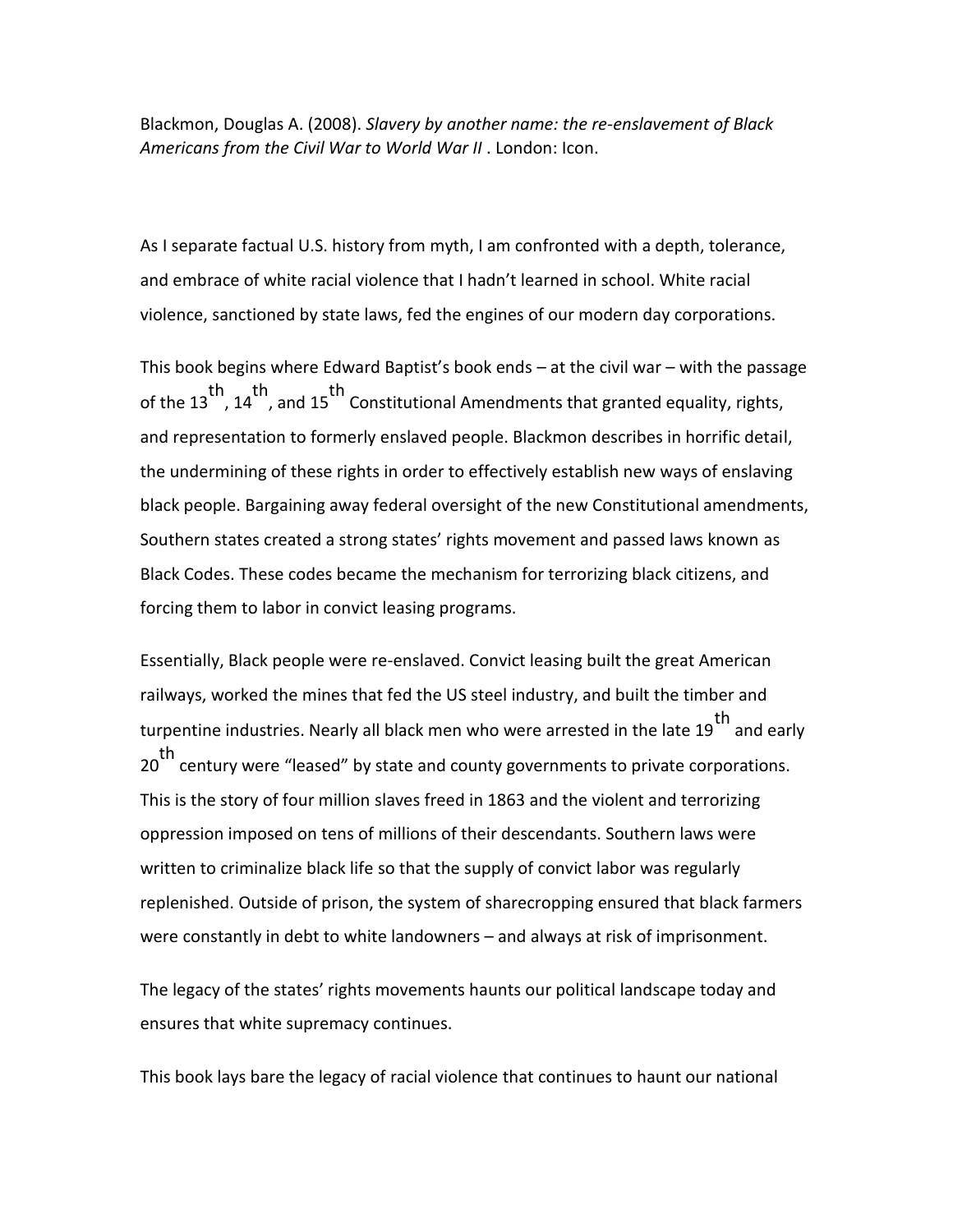Blackmon, Douglas A. (2008). *Slavery by another name: the re-enslavement of Black Americans from the Civil War to World War II* . London: Icon.

As I separate factual U.S. history from myth, I am confronted with a depth, tolerance, and embrace of white racial violence that I hadn't learned in school. White racial violence, sanctioned by state laws, fed the engines of our modern day corporations.

This book begins where Edward Baptist's book ends – at the civil war – with the passage of the 13th, 14th, and 15th Constitutional Amendments that granted equality, rights, and representation to formerly enslaved people. Blackmon describes in horrific detail, the undermining of these rights in order to effectively establish new ways of enslaving black people. Bargaining away federal oversight of the new Constitutional amendments, Southern states created a strong states' rights movement and passed laws known as Black Codes. These codes became the mechanism for terrorizing black citizens, and forcing them to labor in convict leasing programs.

Essentially, Black people were re-enslaved. Convict leasing built the great American railways, worked the mines that fed the US steel industry, and built the timber and turpentine industries. Nearly all black men who were arrested in the late 19th and early 20th century were "leased" by state and county governments to private corporations. This is the story of four million slaves freed in 1863 and the violent and terrorizing oppression imposed on tens of millions of their descendants. Southern laws were written to criminalize black life so that the supply of convict labor was regularly replenished. Outside of prison, the system of sharecropping ensured that black farmers were constantly in debt to white landowners – and always at risk of imprisonment.

The legacy of the states' rights movements haunts our political landscape today and ensures that white supremacy continues.

This book lays bare the legacy of racial violence that continues to haunt our national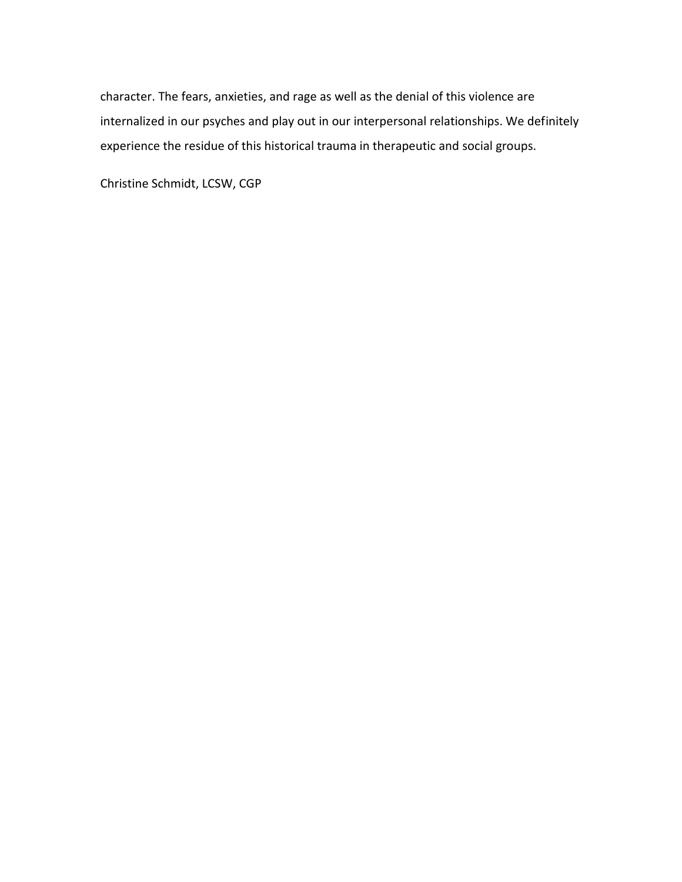character. The fears, anxieties, and rage as well as the denial of this violence are internalized in our psyches and play out in our interpersonal relationships. We definitely experience the residue of this historical trauma in therapeutic and social groups.

Christine Schmidt, LCSW, CGP